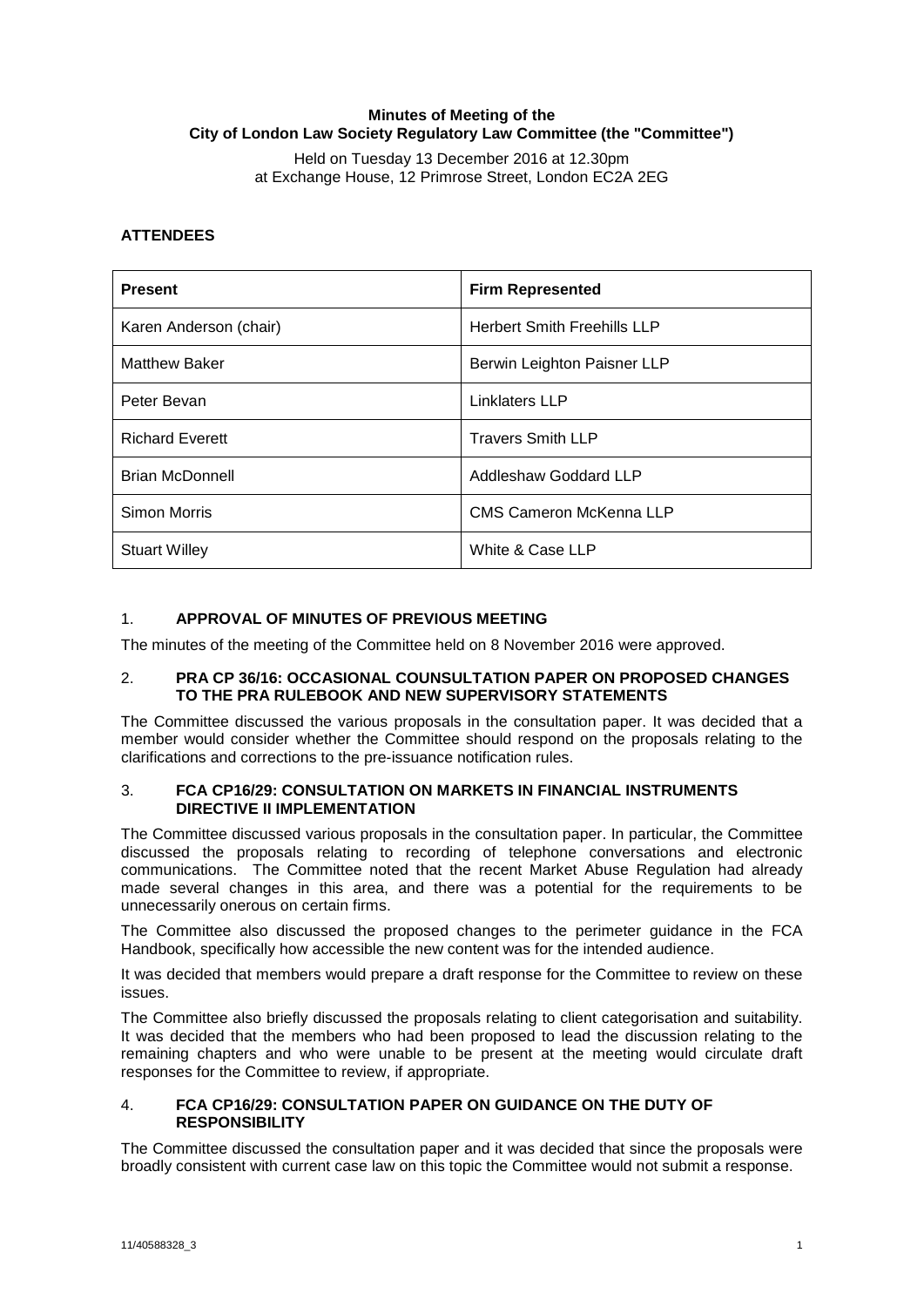**Minutes of Meeting of the**
**City of London Law Society Regulatory Law Committee (the "Committee")**

Held on Tuesday 13 December 2016 at 12.30pm
at Exchange House, 12 Primrose Street, London EC2A 2EG

## ATTENDEES

| Present | Firm Represented |
|---|---|
| Karen Anderson (chair) | Herbert Smith Freehills LLP |
| Matthew Baker | Berwin Leighton Paisner LLP |
| Peter Bevan | Linklaters LLP |
| Richard Everett | Travers Smith LLP |
| Brian McDonnell | Addleshaw Goddard LLP |
| Simon Morris | CMS Cameron McKenna LLP |
| Stuart Willey | White & Case LLP |

### 1. APPROVAL OF MINUTES OF PREVIOUS MEETING

The minutes of the meeting of the Committee held on 8 November 2016 were approved.

### 2. PRA CP 36/16: OCCASIONAL COUNSULTATION PAPER ON PROPOSED CHANGES TO THE PRA RULEBOOK AND NEW SUPERVISORY STATEMENTS

The Committee discussed the various proposals in the consultation paper. It was decided that a member would consider whether the Committee should respond on the proposals relating to the clarifications and corrections to the pre-issuance notification rules.

### 3. FCA CP16/29: CONSULTATION ON MARKETS IN FINANCIAL INSTRUMENTS DIRECTIVE II IMPLEMENTATION

The Committee discussed various proposals in the consultation paper. In particular, the Committee discussed the proposals relating to recording of telephone conversations and electronic communications. The Committee noted that the recent Market Abuse Regulation had already made several changes in this area, and there was a potential for the requirements to be unnecessarily onerous on certain firms.

The Committee also discussed the proposed changes to the perimeter guidance in the FCA Handbook, specifically how accessible the new content was for the intended audience.

It was decided that members would prepare a draft response for the Committee to review on these issues.

The Committee also briefly discussed the proposals relating to client categorisation and suitability. It was decided that the members who had been proposed to lead the discussion relating to the remaining chapters and who were unable to be present at the meeting would circulate draft responses for the Committee to review, if appropriate.

### 4. FCA CP16/29: CONSULTATION PAPER ON GUIDANCE ON THE DUTY OF RESPONSIBILITY

The Committee discussed the consultation paper and it was decided that since the proposals were broadly consistent with current case law on this topic the Committee would not submit a response.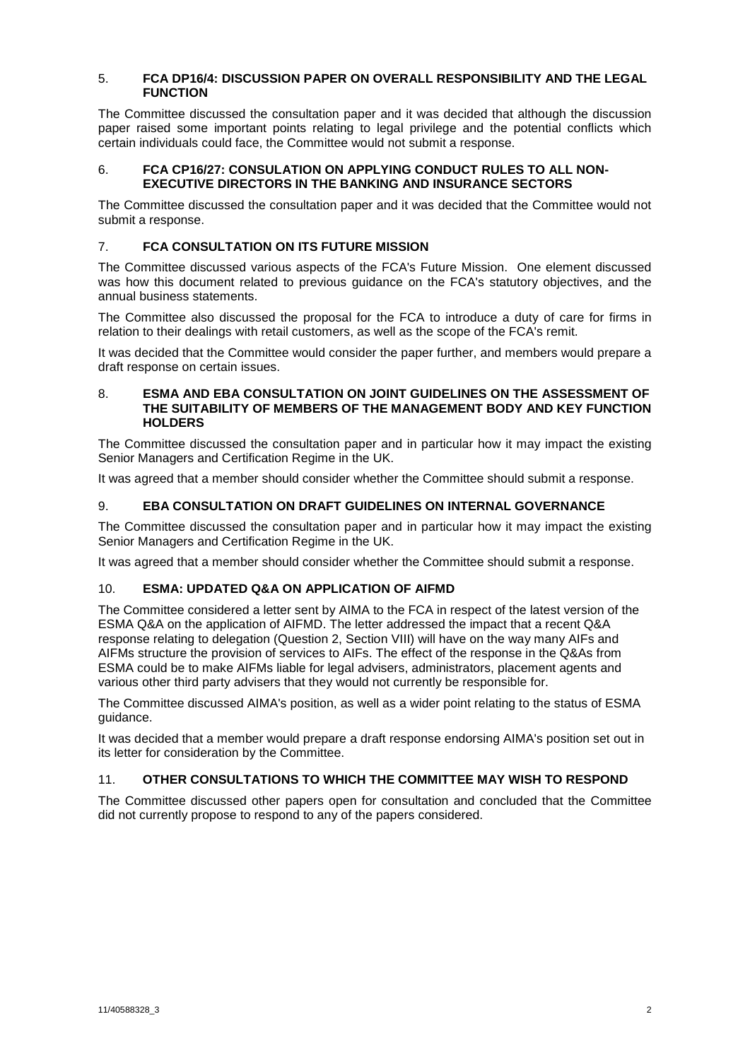## 5. FCA DP16/4: DISCUSSION PAPER ON OVERALL RESPONSIBILITY AND THE LEGAL FUNCTION

The Committee discussed the consultation paper and it was decided that although the discussion paper raised some important points relating to legal privilege and the potential conflicts which certain individuals could face, the Committee would not submit a response.

## 6. FCA CP16/27: CONSULATION ON APPLYING CONDUCT RULES TO ALL NON-EXECUTIVE DIRECTORS IN THE BANKING AND INSURANCE SECTORS

The Committee discussed the consultation paper and it was decided that the Committee would not submit a response.

## 7. FCA CONSULTATION ON ITS FUTURE MISSION

The Committee discussed various aspects of the FCA's Future Mission. One element discussed was how this document related to previous guidance on the FCA's statutory objectives, and the annual business statements.

The Committee also discussed the proposal for the FCA to introduce a duty of care for firms in relation to their dealings with retail customers, as well as the scope of the FCA's remit.

It was decided that the Committee would consider the paper further, and members would prepare a draft response on certain issues.

## 8. ESMA AND EBA CONSULTATION ON JOINT GUIDELINES ON THE ASSESSMENT OF THE SUITABILITY OF MEMBERS OF THE MANAGEMENT BODY AND KEY FUNCTION HOLDERS

The Committee discussed the consultation paper and in particular how it may impact the existing Senior Managers and Certification Regime in the UK.

It was agreed that a member should consider whether the Committee should submit a response.

## 9. EBA CONSULTATION ON DRAFT GUIDELINES ON INTERNAL GOVERNANCE

The Committee discussed the consultation paper and in particular how it may impact the existing Senior Managers and Certification Regime in the UK.

It was agreed that a member should consider whether the Committee should submit a response.

## 10. ESMA: UPDATED Q&A ON APPLICATION OF AIFMD

The Committee considered a letter sent by AIMA to the FCA in respect of the latest version of the ESMA Q&A on the application of AIFMD. The letter addressed the impact that a recent Q&A response relating to delegation (Question 2, Section VIII) will have on the way many AIFs and AIFMs structure the provision of services to AIFs. The effect of the response in the Q&As from ESMA could be to make AIFMs liable for legal advisers, administrators, placement agents and various other third party advisers that they would not currently be responsible for.

The Committee discussed AIMA's position, as well as a wider point relating to the status of ESMA guidance.

It was decided that a member would prepare a draft response endorsing AIMA's position set out in its letter for consideration by the Committee.

## 11. OTHER CONSULTATIONS TO WHICH THE COMMITTEE MAY WISH TO RESPOND

The Committee discussed other papers open for consultation and concluded that the Committee did not currently propose to respond to any of the papers considered.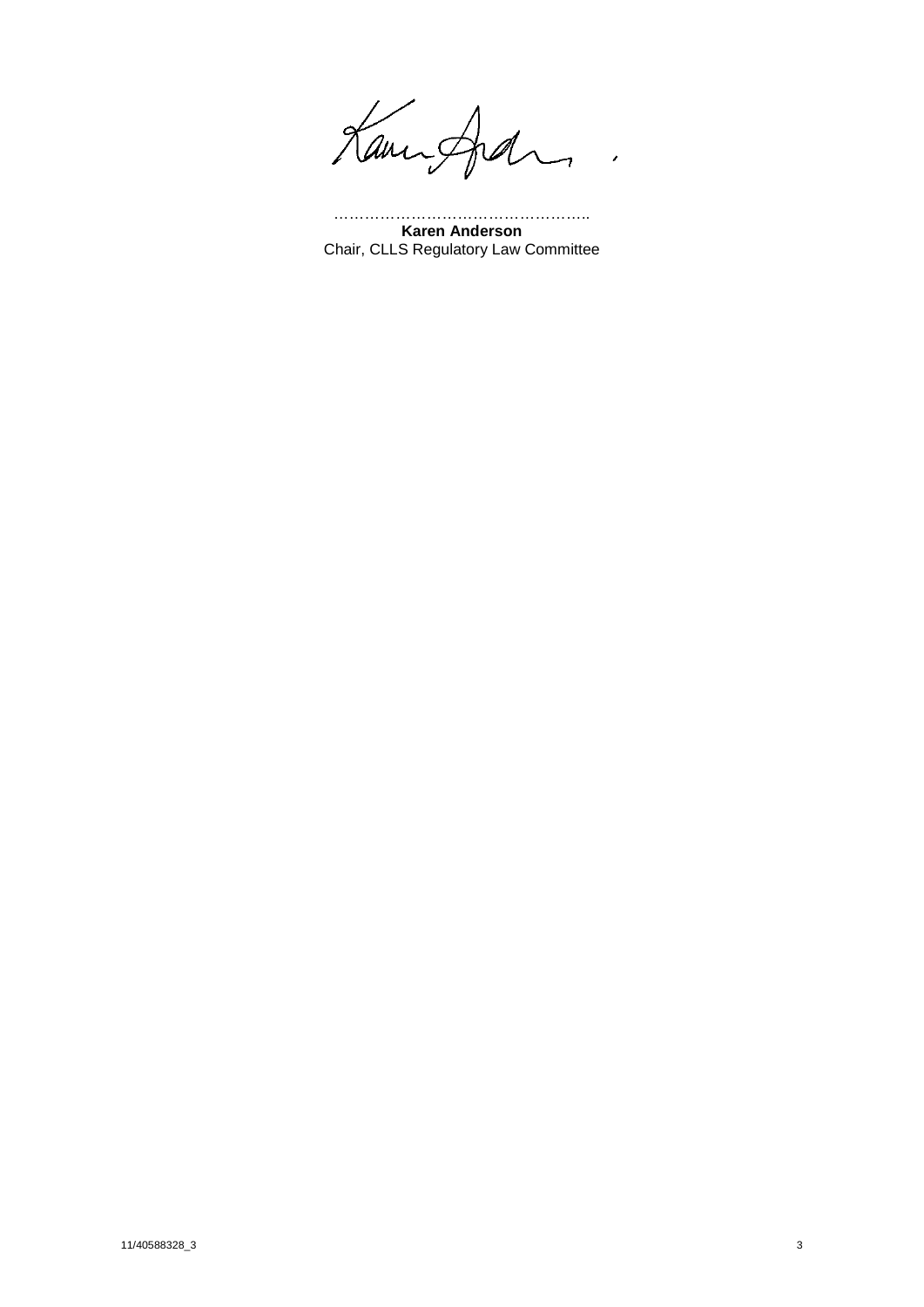…………………………………………..

**Karen Anderson**
Chair, CLLS Regulatory Law Committee

11/40588328_3